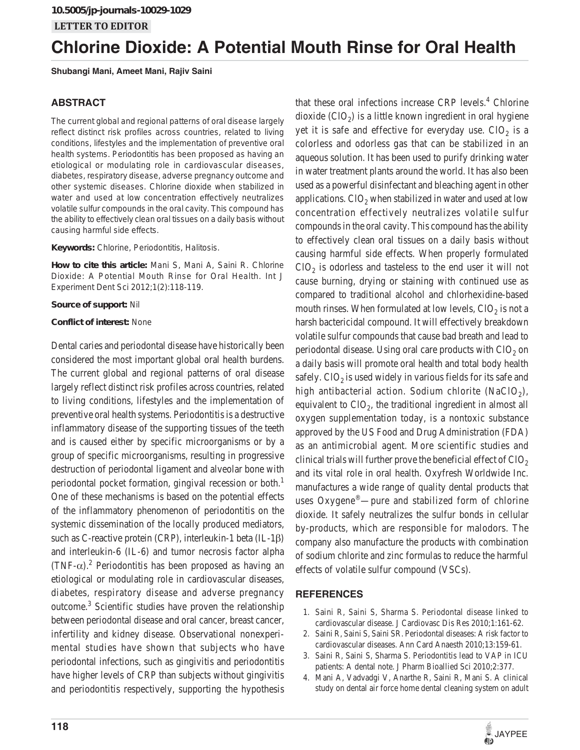10.5005/jp-journals-10029-1029

**LETTER TO EDITOR**

# Chlorine Dioxide: A Potential Mouth Rinse for Oral Health

**Shubangi Mani, Ameet Mani, Rajiv Saini**

## ABSTRACT

The current global and regional patterns of oral disease largely reflect distinct risk profiles across countries, related to living conditions, lifestyles and the implementation of preventive oral health systems. Periodontitis has been proposed as having an etiological or modulating role in cardiovascular diseases, diabetes, respiratory disease, adverse pregnancy outcome and other systemic diseases. Chlorine dioxide when stabilized in water and used at low concentration effectively neutralizes volatile sulfur compounds in the oral cavity. This compound has the ability to effectively clean oral tissues on a daily basis without causing harmful side effects.

**Keywords:** Chlorine, Periodontitis, Halitosis.

**How to cite this article:** Mani S, Mani A, Saini R. Chlorine Dioxide: A Potential Mouth Rinse for Oral Health. Int J Experiment Dent Sci 2012;1(2):118-119.

**Source of support:** Nil

**Conflict of interest:** None

Dental caries and periodontal disease have historically been considered the most important global oral health burdens. The current global and regional patterns of oral disease largely reflect distinct risk profiles across countries, related to living conditions, lifestyles and the implementation of preventive oral health systems. Periodontitis is a destructive inflammatory disease of the supporting tissues of the teeth and is caused either by specific microorganisms or by a group of specific microorganisms, resulting in progressive destruction of periodontal ligament and alveolar bone with periodontal pocket formation, gingival recession or both.[1] One of these mechanisms is based on the potential effects of the inflammatory phenomenon of periodontitis on the systemic dissemination of the locally produced mediators, such as C-reactive protein (CRP), interleukin-1 beta (IL-1$\beta$) and interleukin-6 (IL-6) and tumor necrosis factor alpha (TNF-$\alpha$).[2] Periodontitis has been proposed as having an etiological or modulating role in cardiovascular diseases, diabetes, respiratory disease and adverse pregnancy outcome.[3] Scientific studies have proven the relationship between periodontal disease and oral cancer, breast cancer, infertility and kidney disease. Observational nonexperimental studies have shown that subjects who have periodontal infections, such as gingivitis and periodontitis have higher levels of CRP than subjects without gingivitis and periodontitis respectively, supporting the hypothesis that these oral infections increase CRP levels.[4] Chlorine dioxide ($ClO_2$) is a little known ingredient in oral hygiene yet it is safe and effective for everyday use. $ClO_2$ is a colorless and odorless gas that can be stabilized in an aqueous solution. It has been used to purify drinking water in water treatment plants around the world. It has also been used as a powerful disinfectant and bleaching agent in other applications. $ClO_2$ when stabilized in water and used at low concentration effectively neutralizes volatile sulfur compounds in the oral cavity. This compound has the ability to effectively clean oral tissues on a daily basis without causing harmful side effects. When properly formulated $ClO_2$ is odorless and tasteless to the end user it will not cause burning, drying or staining with continued use as compared to traditional alcohol and chlorhexidine-based mouth rinses. When formulated at low levels, $ClO_2$ is not a harsh bactericidal compound. It will effectively breakdown volatile sulfur compounds that cause bad breath and lead to periodontal disease. Using oral care products with $ClO_2$ on a daily basis will promote oral health and total body health safely. $ClO_2$ is used widely in various fields for its safe and high antibacterial action. Sodium chlorite ($NaClO_2$), equivalent to $ClO_2$, the traditional ingredient in almost all oxygen supplementation today, is a nontoxic substance approved by the US Food and Drug Administration (FDA) as an antimicrobial agent. More scientific studies and clinical trials will further prove the beneficial effect of $ClO_2$ and its vital role in oral health. Oxyfresh Worldwide Inc. manufactures a wide range of quality dental products that uses Oxygene®—pure and stabilized form of chlorine dioxide. It safely neutralizes the sulfur bonds in cellular by-products, which are responsible for malodors. The company also manufacture the products with combination of sodium chlorite and zinc formulas to reduce the harmful effects of volatile sulfur compound (VSCs).

## REFERENCES

1. Saini R, Saini S, Sharma S. Periodontal disease linked to cardiovascular disease. J Cardiovasc Dis Res 2010;1:161-62.
2. Saini R, Saini S, Saini SR. Periodontal diseases: A risk factor to cardiovascular diseases. Ann Card Anaesth 2010;13:159-61.
3. Saini R, Saini S, Sharma S. Periodontitis lead to VAP in ICU patients: A dental note. J Pharm Bioallied Sci 2010;2:377.
4. Mani A, Vadvadgi V, Anarthe R, Saini R, Mani S. A clinical study on dental air force home dental cleaning system on adult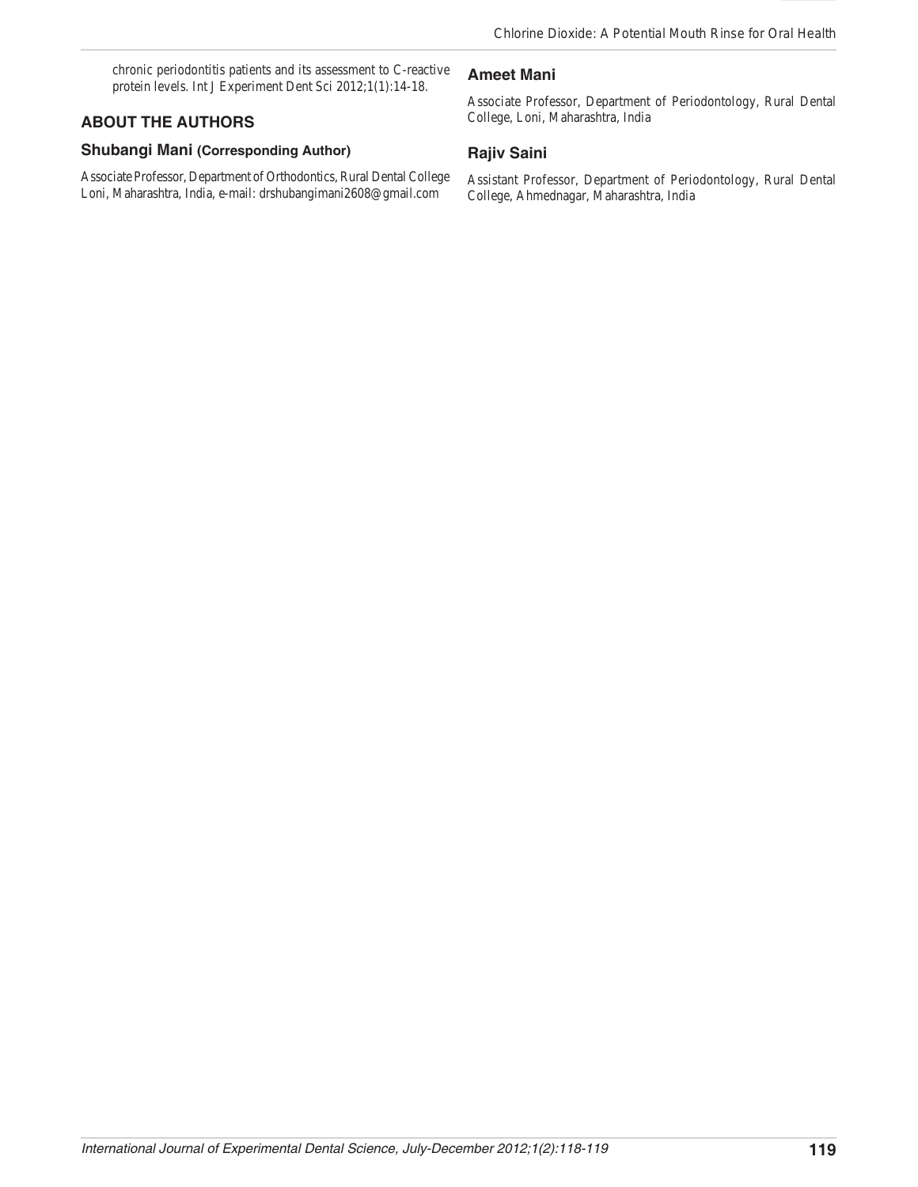chronic periodontitis patients and its assessment to C-reactive protein levels. Int J Experiment Dent Sci 2012;1(1):14-18.

## ABOUT THE AUTHORS

### Shubangi Mani (Corresponding Author)

Associate Professor, Department of Orthodontics, Rural Dental College Loni, Maharashtra, India, e-mail: drshubangimani2608@gmail.com

### Ameet Mani

Associate Professor, Department of Periodontology, Rural Dental College, Loni, Maharashtra, India

### Rajiv Saini

Assistant Professor, Department of Periodontology, Rural Dental College, Ahmednagar, Maharashtra, India